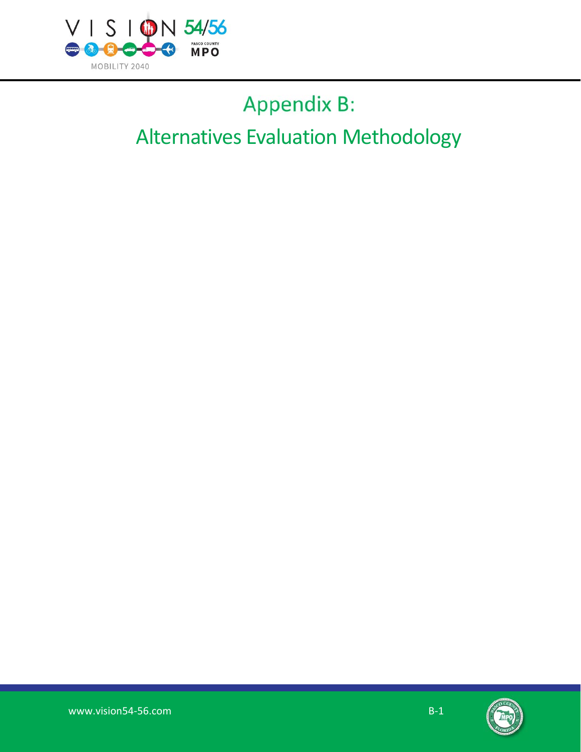# Appendix B:

# Alternatives Evaluation Methodology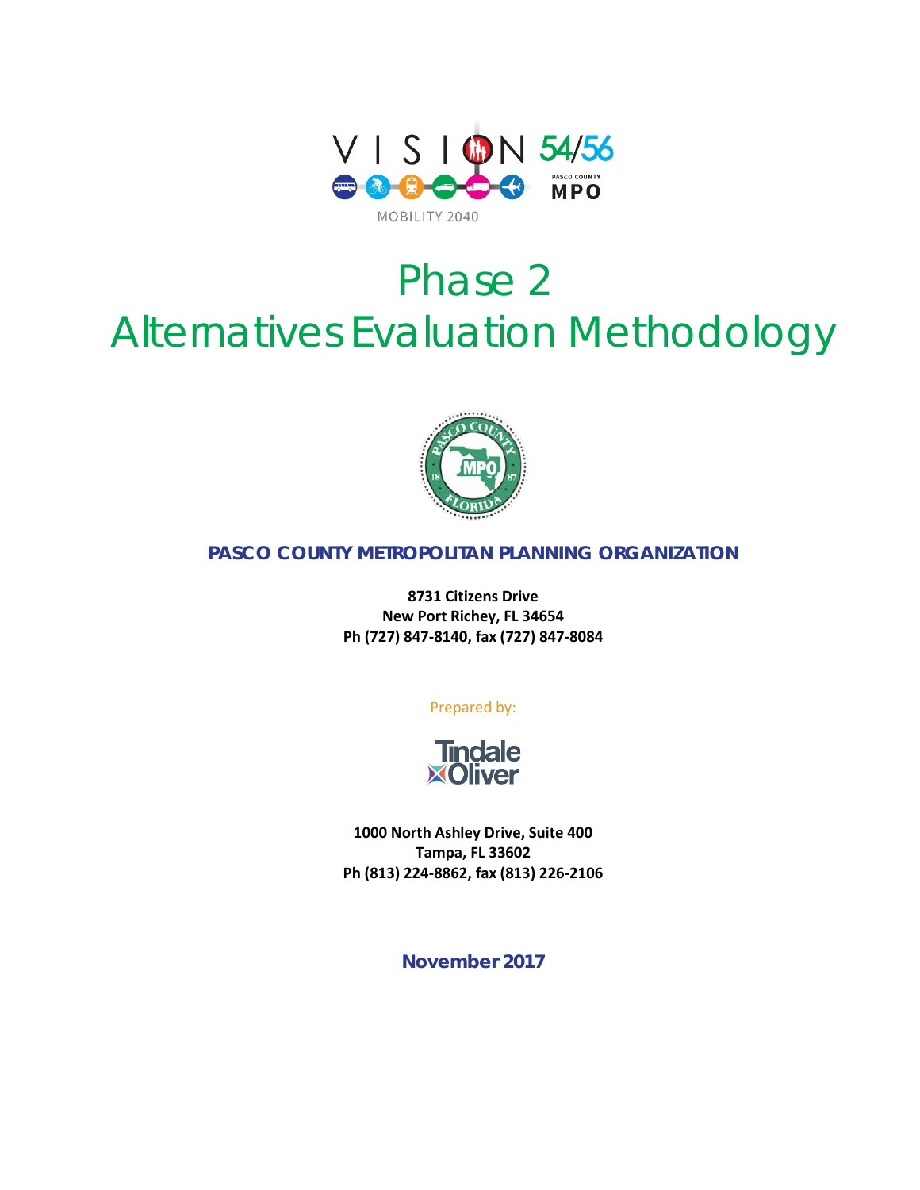VISION 54/56

MOBILITY 2040

PASCO COUNTY MPO

# Phase 2

# Alternatives Evaluation Methodology

**PASCO COUNTY METROPOLITAN PLANNING ORGANIZATION**

**8731 Citizens Drive**
**New Port Richey, FL 34654**
**Ph (727) 847-8140, fax (727) 847-8084**

Prepared by:

Tindale Oliver

**1000 North Ashley Drive, Suite 400**
**Tampa, FL 33602**
**Ph (813) 224-8862, fax (813) 226-2106**

**November 2017**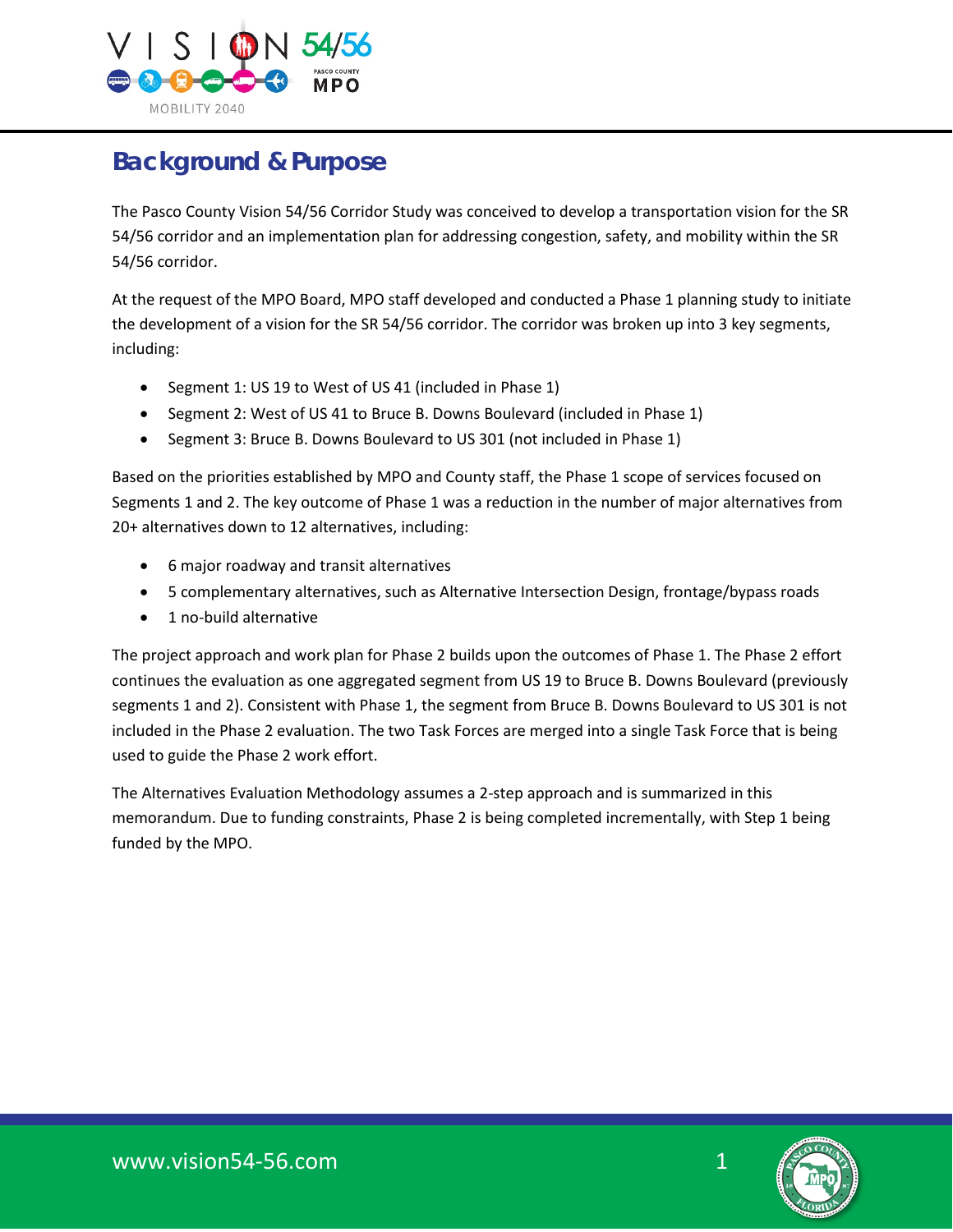## Background & Purpose

The Pasco County Vision 54/56 Corridor Study was conceived to develop a transportation vision for the SR 54/56 corridor and an implementation plan for addressing congestion, safety, and mobility within the SR 54/56 corridor.

At the request of the MPO Board, MPO staff developed and conducted a Phase 1 planning study to initiate the development of a vision for the SR 54/56 corridor. The corridor was broken up into 3 key segments, including:

- Segment 1: US 19 to West of US 41 (included in Phase 1)
- Segment 2: West of US 41 to Bruce B. Downs Boulevard (included in Phase 1)
- Segment 3: Bruce B. Downs Boulevard to US 301 (not included in Phase 1)

Based on the priorities established by MPO and County staff, the Phase 1 scope of services focused on Segments 1 and 2. The key outcome of Phase 1 was a reduction in the number of major alternatives from 20+ alternatives down to 12 alternatives, including:

- 6 major roadway and transit alternatives
- 5 complementary alternatives, such as Alternative Intersection Design, frontage/bypass roads
- 1 no-build alternative

The project approach and work plan for Phase 2 builds upon the outcomes of Phase 1. The Phase 2 effort continues the evaluation as one aggregated segment from US 19 to Bruce B. Downs Boulevard (previously segments 1 and 2). Consistent with Phase 1, the segment from Bruce B. Downs Boulevard to US 301 is not included in the Phase 2 evaluation. The two Task Forces are merged into a single Task Force that is being used to guide the Phase 2 work effort.

The Alternatives Evaluation Methodology assumes a 2-step approach and is summarized in this memorandum. Due to funding constraints, Phase 2 is being completed incrementally, with Step 1 being funded by the MPO.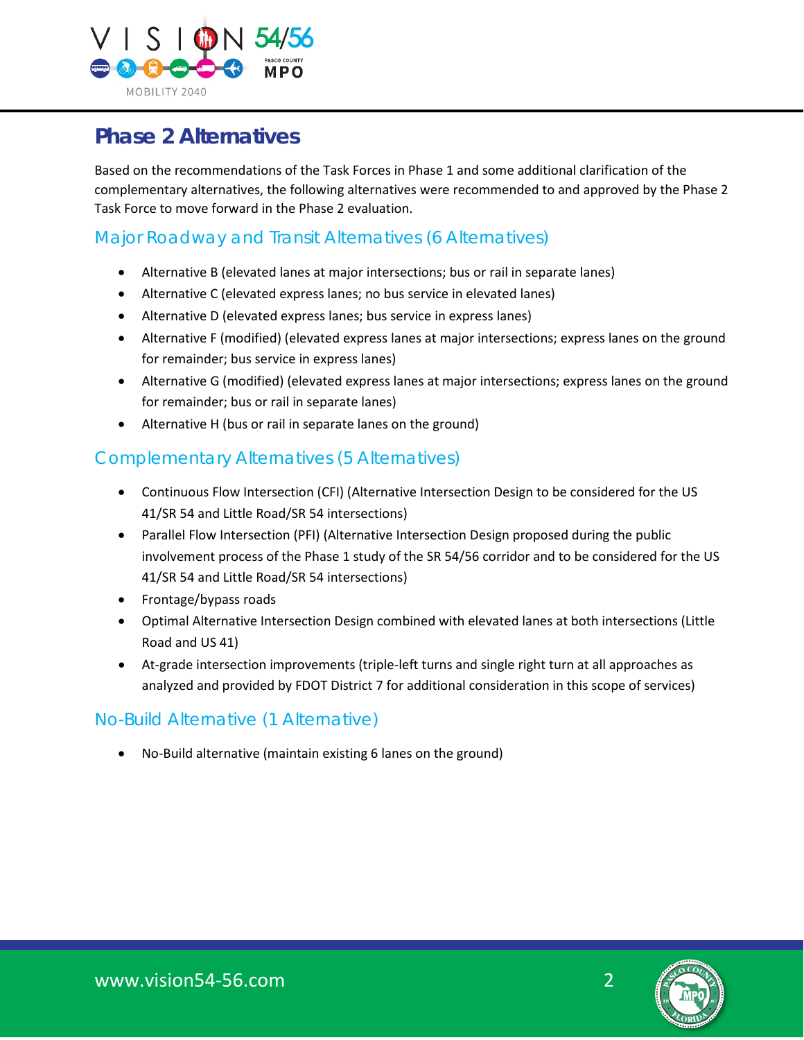## Phase 2 Alternatives

Based on the recommendations of the Task Forces in Phase 1 and some additional clarification of the complementary alternatives, the following alternatives were recommended to and approved by the Phase 2 Task Force to move forward in the Phase 2 evaluation.

### Major Roadway and Transit Alternatives (6 Alternatives)

- Alternative B (elevated lanes at major intersections; bus or rail in separate lanes)
- Alternative C (elevated express lanes; no bus service in elevated lanes)
- Alternative D (elevated express lanes; bus service in express lanes)
- Alternative F (modified) (elevated express lanes at major intersections; express lanes on the ground for remainder; bus service in express lanes)
- Alternative G (modified) (elevated express lanes at major intersections; express lanes on the ground for remainder; bus or rail in separate lanes)
- Alternative H (bus or rail in separate lanes on the ground)

### Complementary Alternatives (5 Alternatives)

- Continuous Flow Intersection (CFI) (Alternative Intersection Design to be considered for the US 41/SR 54 and Little Road/SR 54 intersections)
- Parallel Flow Intersection (PFI) (Alternative Intersection Design proposed during the public involvement process of the Phase 1 study of the SR 54/56 corridor and to be considered for the US 41/SR 54 and Little Road/SR 54 intersections)
- Frontage/bypass roads
- Optimal Alternative Intersection Design combined with elevated lanes at both intersections (Little Road and US 41)
- At-grade intersection improvements (triple-left turns and single right turn at all approaches as analyzed and provided by FDOT District 7 for additional consideration in this scope of services)

### No-Build Alternative (1 Alternative)

- No-Build alternative (maintain existing 6 lanes on the ground)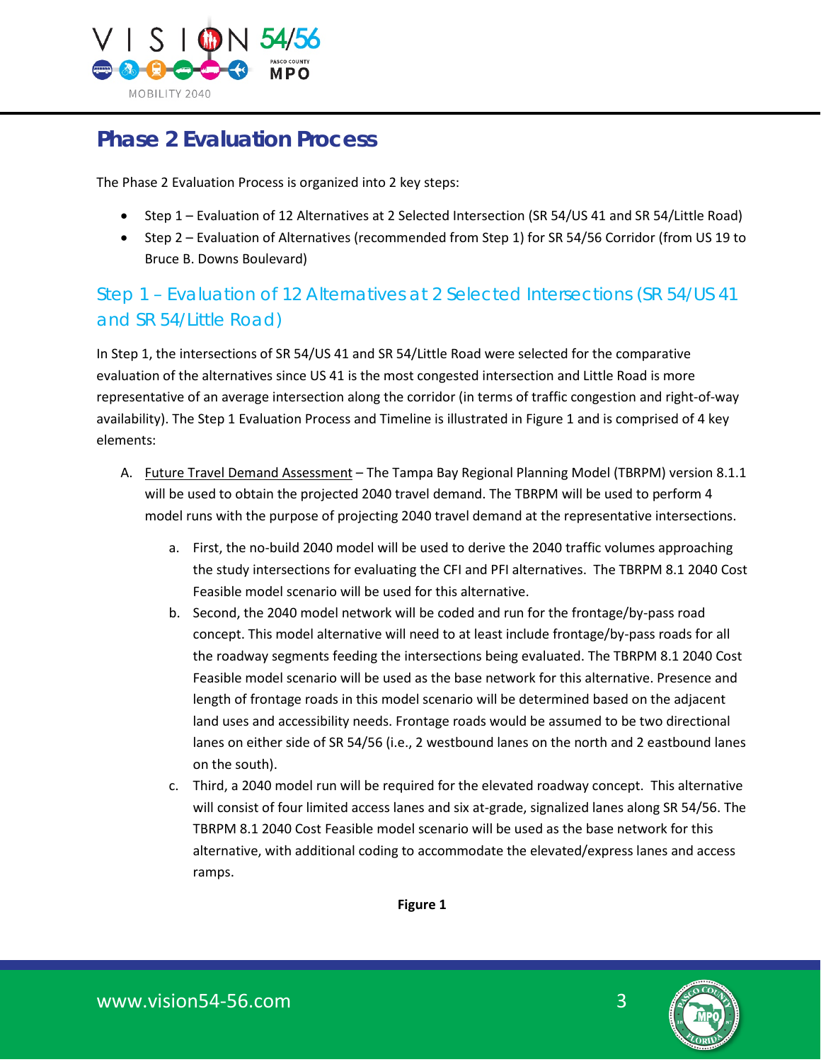# Phase 2 Evaluation Process

The Phase 2 Evaluation Process is organized into 2 key steps:

- Step 1 – Evaluation of 12 Alternatives at 2 Selected Intersection (SR 54/US 41 and SR 54/Little Road)
- Step 2 – Evaluation of Alternatives (recommended from Step 1) for SR 54/56 Corridor (from US 19 to Bruce B. Downs Boulevard)

## Step 1 – Evaluation of 12 Alternatives at 2 Selected Intersections (SR 54/US 41 and SR 54/Little Road)

In Step 1, the intersections of SR 54/US 41 and SR 54/Little Road were selected for the comparative evaluation of the alternatives since US 41 is the most congested intersection and Little Road is more representative of an average intersection along the corridor (in terms of traffic congestion and right-of-way availability). The Step 1 Evaluation Process and Timeline is illustrated in Figure 1 and is comprised of 4 key elements:

A. Future Travel Demand Assessment – The Tampa Bay Regional Planning Model (TBRPM) version 8.1.1 will be used to obtain the projected 2040 travel demand. The TBRPM will be used to perform 4 model runs with the purpose of projecting 2040 travel demand at the representative intersections.

   a. First, the no-build 2040 model will be used to derive the 2040 traffic volumes approaching the study intersections for evaluating the CFI and PFI alternatives. The TBRPM 8.1 2040 Cost Feasible model scenario will be used for this alternative.

   b. Second, the 2040 model network will be coded and run for the frontage/by-pass road concept. This model alternative will need to at least include frontage/by-pass roads for all the roadway segments feeding the intersections being evaluated. The TBRPM 8.1 2040 Cost Feasible model scenario will be used as the base network for this alternative. Presence and length of frontage roads in this model scenario will be determined based on the adjacent land uses and accessibility needs. Frontage roads would be assumed to be two directional lanes on either side of SR 54/56 (i.e., 2 westbound lanes on the north and 2 eastbound lanes on the south).

   c. Third, a 2040 model run will be required for the elevated roadway concept. This alternative will consist of four limited access lanes and six at-grade, signalized lanes along SR 54/56. The TBRPM 8.1 2040 Cost Feasible model scenario will be used as the base network for this alternative, with additional coding to accommodate the elevated/express lanes and access ramps.

**Figure 1**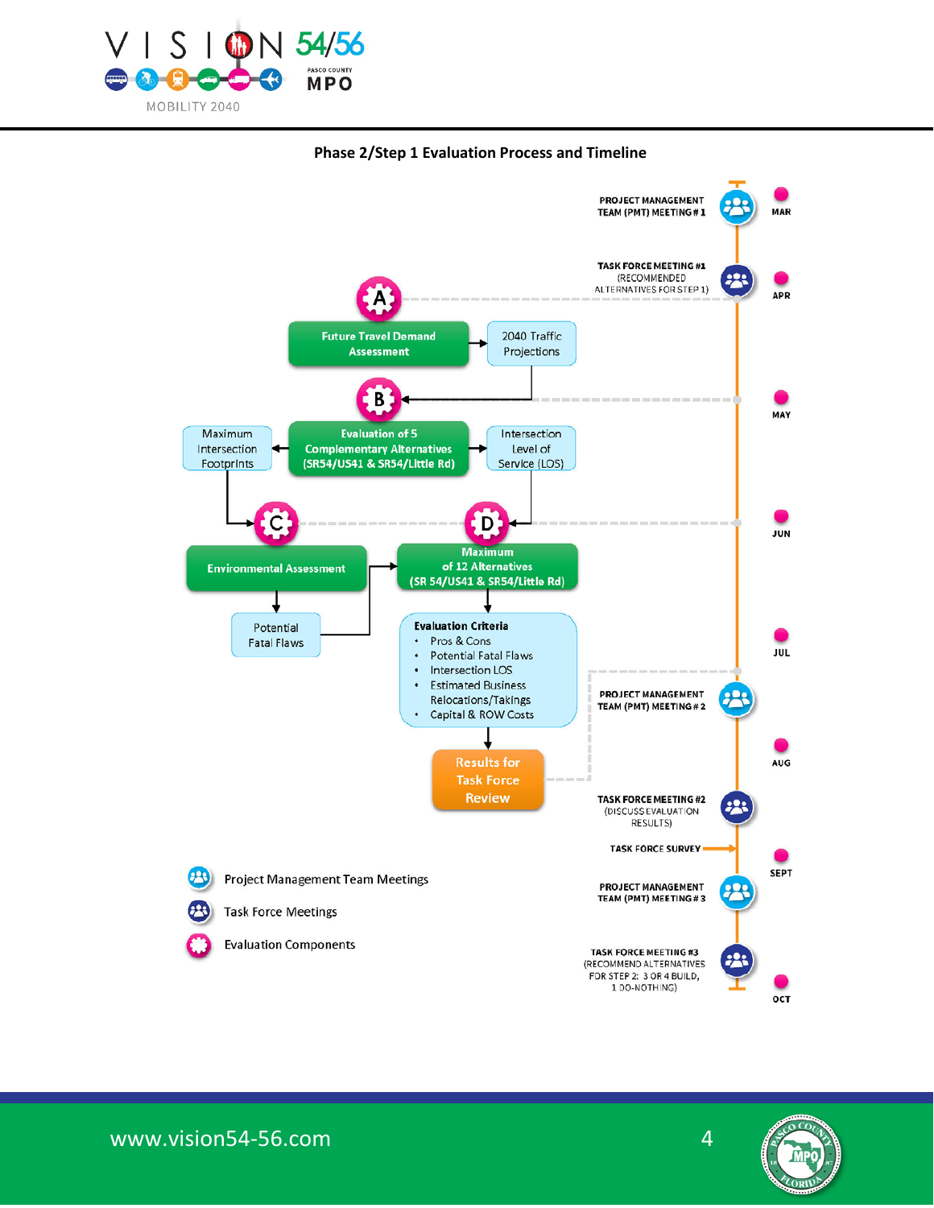## Phase 2/Step 1 Evaluation Process and Timeline

**MAR** — PROJECT MANAGEMENT TEAM (PMT) MEETING # 1

**APR** — TASK FORCE MEETING #1 (RECOMMENDED ALTERNATIVES FOR STEP 1)

**A** — Future Travel Demand Assessment → 2040 Traffic Projections

**MAY**

**B** — Evaluation of 5 Complementary Alternatives (SR54/US41 & SR54/Little Rd)
- → Maximum Intersection Footprints
- → Intersection Level of Service (LOS)

**JUN**

**C** — Environmental Assessment → Potential Fatal Flaws

**D** — Maximum of 12 Alternatives (SR 54/US41 & SR54/Little Rd)

**Evaluation Criteria**
- Pros & Cons
- Potential Fatal Flaws
- Intersection LOS
- Estimated Business Relocations/Takings
- Capital & ROW Costs

**JUL** — PROJECT MANAGEMENT TEAM (PMT) MEETING # 2

Results for Task Force Review

**AUG** — TASK FORCE MEETING #2 (DISCUSS EVALUATION RESULTS)

TASK FORCE SURVEY

**SEPT** — PROJECT MANAGEMENT TEAM (PMT) MEETING # 3

**OCT** — TASK FORCE MEETING #3 (RECOMMEND ALTERNATIVES FOR STEP 2: 3 OR 4 BUILD, 1 DO-NOTHING)

Legend:
- Project Management Team Meetings
- Task Force Meetings
- Evaluation Components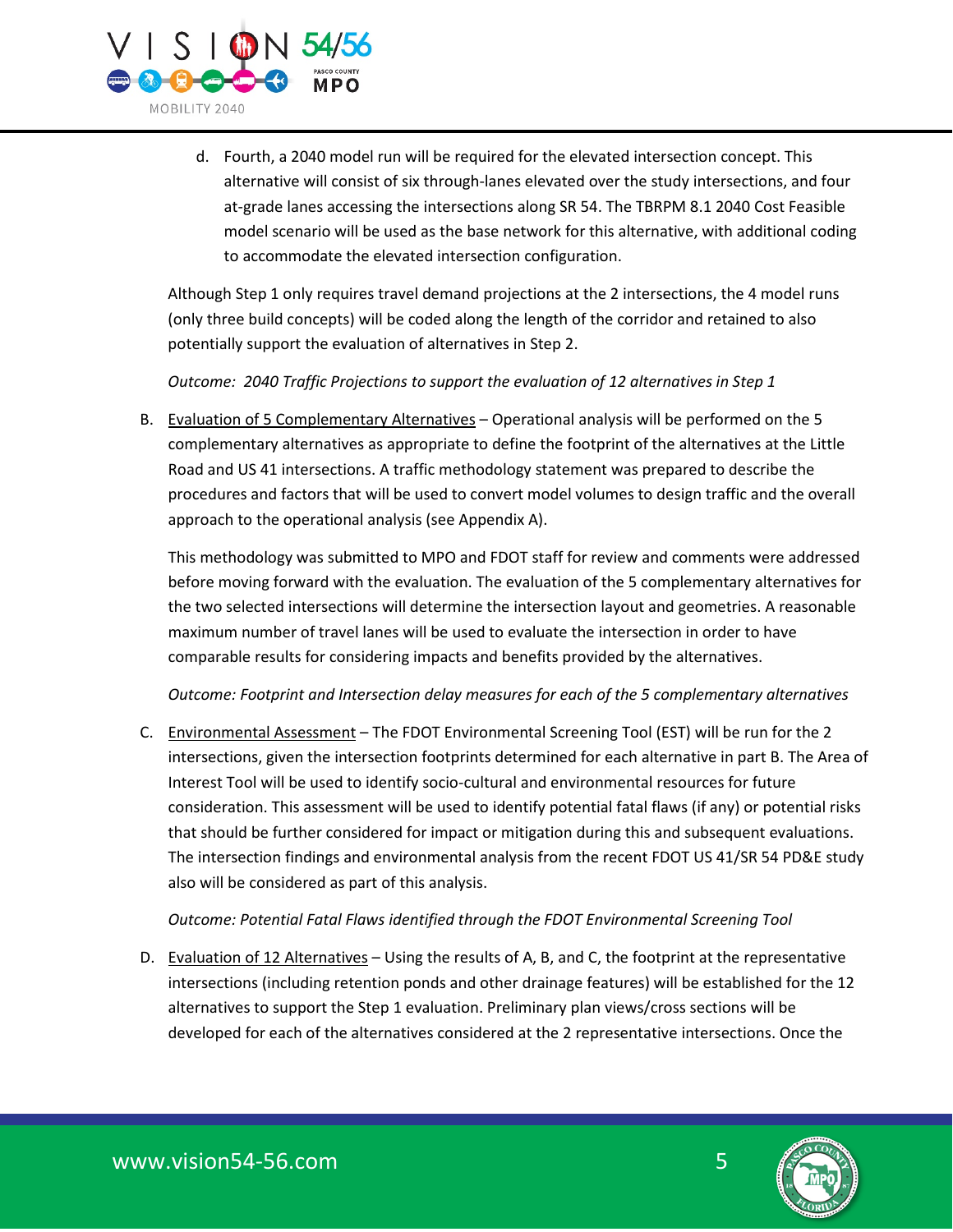d. Fourth, a 2040 model run will be required for the elevated intersection concept. This alternative will consist of six through-lanes elevated over the study intersections, and four at-grade lanes accessing the intersections along SR 54. The TBRPM 8.1 2040 Cost Feasible model scenario will be used as the base network for this alternative, with additional coding to accommodate the elevated intersection configuration.

Although Step 1 only requires travel demand projections at the 2 intersections, the 4 model runs (only three build concepts) will be coded along the length of the corridor and retained to also potentially support the evaluation of alternatives in Step 2.

*Outcome: 2040 Traffic Projections to support the evaluation of 12 alternatives in Step 1*

B. Evaluation of 5 Complementary Alternatives – Operational analysis will be performed on the 5 complementary alternatives as appropriate to define the footprint of the alternatives at the Little Road and US 41 intersections. A traffic methodology statement was prepared to describe the procedures and factors that will be used to convert model volumes to design traffic and the overall approach to the operational analysis (see Appendix A).

This methodology was submitted to MPO and FDOT staff for review and comments were addressed before moving forward with the evaluation. The evaluation of the 5 complementary alternatives for the two selected intersections will determine the intersection layout and geometries. A reasonable maximum number of travel lanes will be used to evaluate the intersection in order to have comparable results for considering impacts and benefits provided by the alternatives.

*Outcome: Footprint and Intersection delay measures for each of the 5 complementary alternatives*

C. Environmental Assessment – The FDOT Environmental Screening Tool (EST) will be run for the 2 intersections, given the intersection footprints determined for each alternative in part B. The Area of Interest Tool will be used to identify socio-cultural and environmental resources for future consideration. This assessment will be used to identify potential fatal flaws (if any) or potential risks that should be further considered for impact or mitigation during this and subsequent evaluations. The intersection findings and environmental analysis from the recent FDOT US 41/SR 54 PD&E study also will be considered as part of this analysis.

*Outcome: Potential Fatal Flaws identified through the FDOT Environmental Screening Tool*

D. Evaluation of 12 Alternatives – Using the results of A, B, and C, the footprint at the representative intersections (including retention ponds and other drainage features) will be established for the 12 alternatives to support the Step 1 evaluation. Preliminary plan views/cross sections will be developed for each of the alternatives considered at the 2 representative intersections. Once the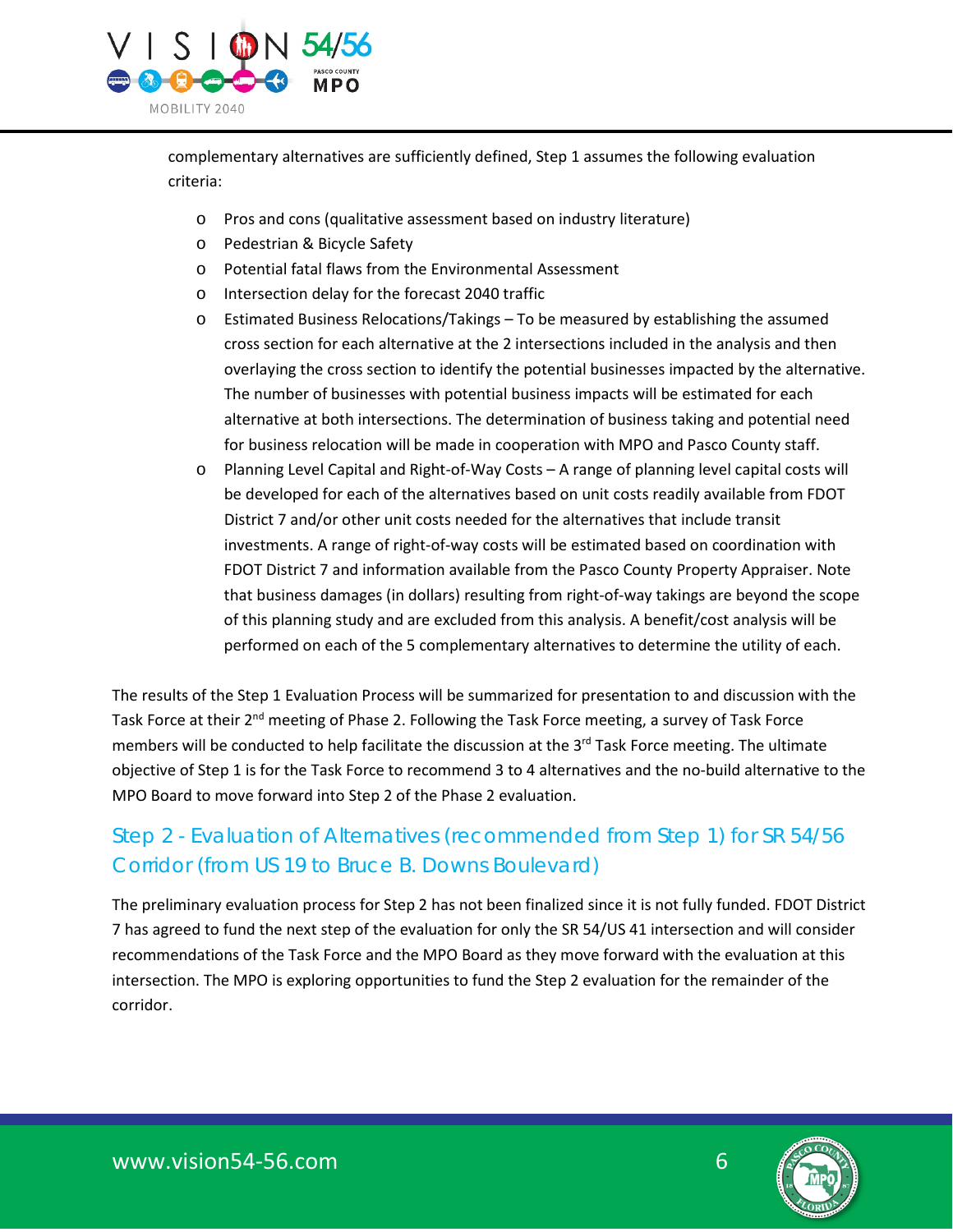complementary alternatives are sufficiently defined, Step 1 assumes the following evaluation criteria:

- Pros and cons (qualitative assessment based on industry literature)
- Pedestrian & Bicycle Safety
- Potential fatal flaws from the Environmental Assessment
- Intersection delay for the forecast 2040 traffic
- Estimated Business Relocations/Takings – To be measured by establishing the assumed cross section for each alternative at the 2 intersections included in the analysis and then overlaying the cross section to identify the potential businesses impacted by the alternative. The number of businesses with potential business impacts will be estimated for each alternative at both intersections. The determination of business taking and potential need for business relocation will be made in cooperation with MPO and Pasco County staff.
- Planning Level Capital and Right-of-Way Costs – A range of planning level capital costs will be developed for each of the alternatives based on unit costs readily available from FDOT District 7 and/or other unit costs needed for the alternatives that include transit investments. A range of right-of-way costs will be estimated based on coordination with FDOT District 7 and information available from the Pasco County Property Appraiser. Note that business damages (in dollars) resulting from right-of-way takings are beyond the scope of this planning study and are excluded from this analysis. A benefit/cost analysis will be performed on each of the 5 complementary alternatives to determine the utility of each.

The results of the Step 1 Evaluation Process will be summarized for presentation to and discussion with the Task Force at their 2nd meeting of Phase 2. Following the Task Force meeting, a survey of Task Force members will be conducted to help facilitate the discussion at the 3rd Task Force meeting. The ultimate objective of Step 1 is for the Task Force to recommend 3 to 4 alternatives and the no-build alternative to the MPO Board to move forward into Step 2 of the Phase 2 evaluation.

## Step 2 - Evaluation of Alternatives (recommended from Step 1) for SR 54/56 Corridor (from US 19 to Bruce B. Downs Boulevard)

The preliminary evaluation process for Step 2 has not been finalized since it is not fully funded. FDOT District 7 has agreed to fund the next step of the evaluation for only the SR 54/US 41 intersection and will consider recommendations of the Task Force and the MPO Board as they move forward with the evaluation at this intersection. The MPO is exploring opportunities to fund the Step 2 evaluation for the remainder of the corridor.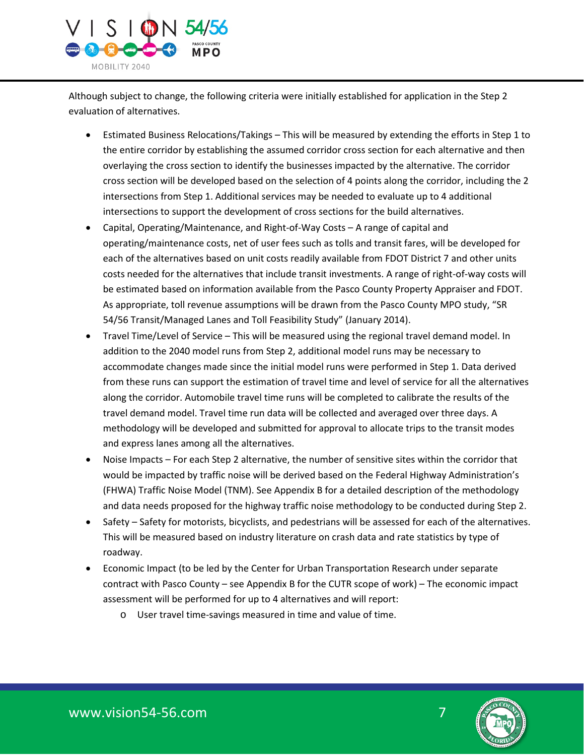Although subject to change, the following criteria were initially established for application in the Step 2 evaluation of alternatives.

- Estimated Business Relocations/Takings – This will be measured by extending the efforts in Step 1 to the entire corridor by establishing the assumed corridor cross section for each alternative and then overlaying the cross section to identify the businesses impacted by the alternative. The corridor cross section will be developed based on the selection of 4 points along the corridor, including the 2 intersections from Step 1. Additional services may be needed to evaluate up to 4 additional intersections to support the development of cross sections for the build alternatives.
- Capital, Operating/Maintenance, and Right-of-Way Costs – A range of capital and operating/maintenance costs, net of user fees such as tolls and transit fares, will be developed for each of the alternatives based on unit costs readily available from FDOT District 7 and other units costs needed for the alternatives that include transit investments. A range of right-of-way costs will be estimated based on information available from the Pasco County Property Appraiser and FDOT. As appropriate, toll revenue assumptions will be drawn from the Pasco County MPO study, "SR 54/56 Transit/Managed Lanes and Toll Feasibility Study" (January 2014).
- Travel Time/Level of Service – This will be measured using the regional travel demand model. In addition to the 2040 model runs from Step 2, additional model runs may be necessary to accommodate changes made since the initial model runs were performed in Step 1. Data derived from these runs can support the estimation of travel time and level of service for all the alternatives along the corridor. Automobile travel time runs will be completed to calibrate the results of the travel demand model. Travel time run data will be collected and averaged over three days. A methodology will be developed and submitted for approval to allocate trips to the transit modes and express lanes among all the alternatives.
- Noise Impacts – For each Step 2 alternative, the number of sensitive sites within the corridor that would be impacted by traffic noise will be derived based on the Federal Highway Administration's (FHWA) Traffic Noise Model (TNM). See Appendix B for a detailed description of the methodology and data needs proposed for the highway traffic noise methodology to be conducted during Step 2.
- Safety – Safety for motorists, bicyclists, and pedestrians will be assessed for each of the alternatives. This will be measured based on industry literature on crash data and rate statistics by type of roadway.
- Economic Impact (to be led by the Center for Urban Transportation Research under separate contract with Pasco County – see Appendix B for the CUTR scope of work) – The economic impact assessment will be performed for up to 4 alternatives and will report:
    - User travel time-savings measured in time and value of time.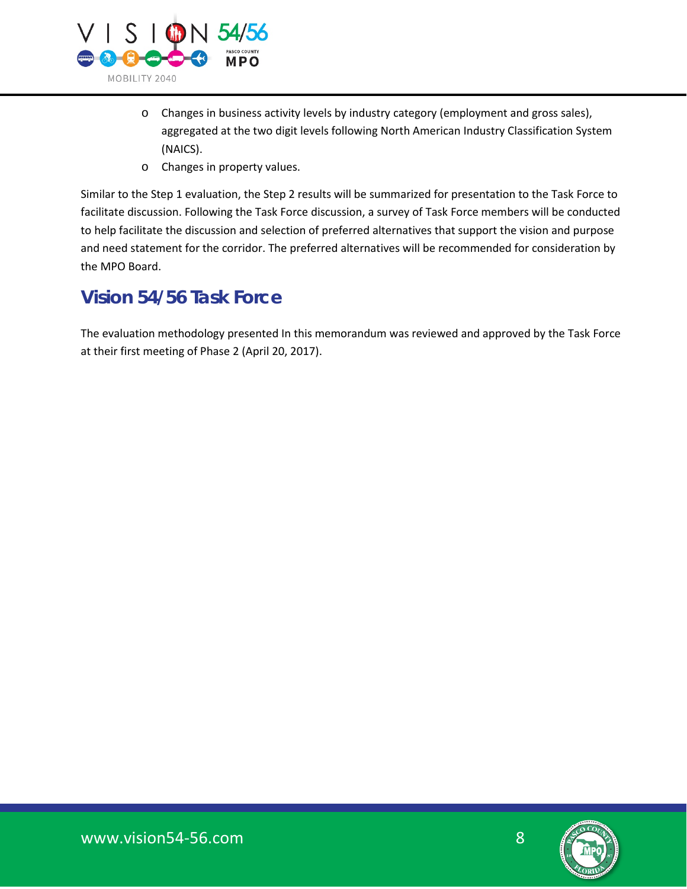- Changes in business activity levels by industry category (employment and gross sales), aggregated at the two digit levels following North American Industry Classification System (NAICS).
- Changes in property values.

Similar to the Step 1 evaluation, the Step 2 results will be summarized for presentation to the Task Force to facilitate discussion. Following the Task Force discussion, a survey of Task Force members will be conducted to help facilitate the discussion and selection of preferred alternatives that support the vision and purpose and need statement for the corridor. The preferred alternatives will be recommended for consideration by the MPO Board.

## Vision 54/56 Task Force

The evaluation methodology presented In this memorandum was reviewed and approved by the Task Force at their first meeting of Phase 2 (April 20, 2017).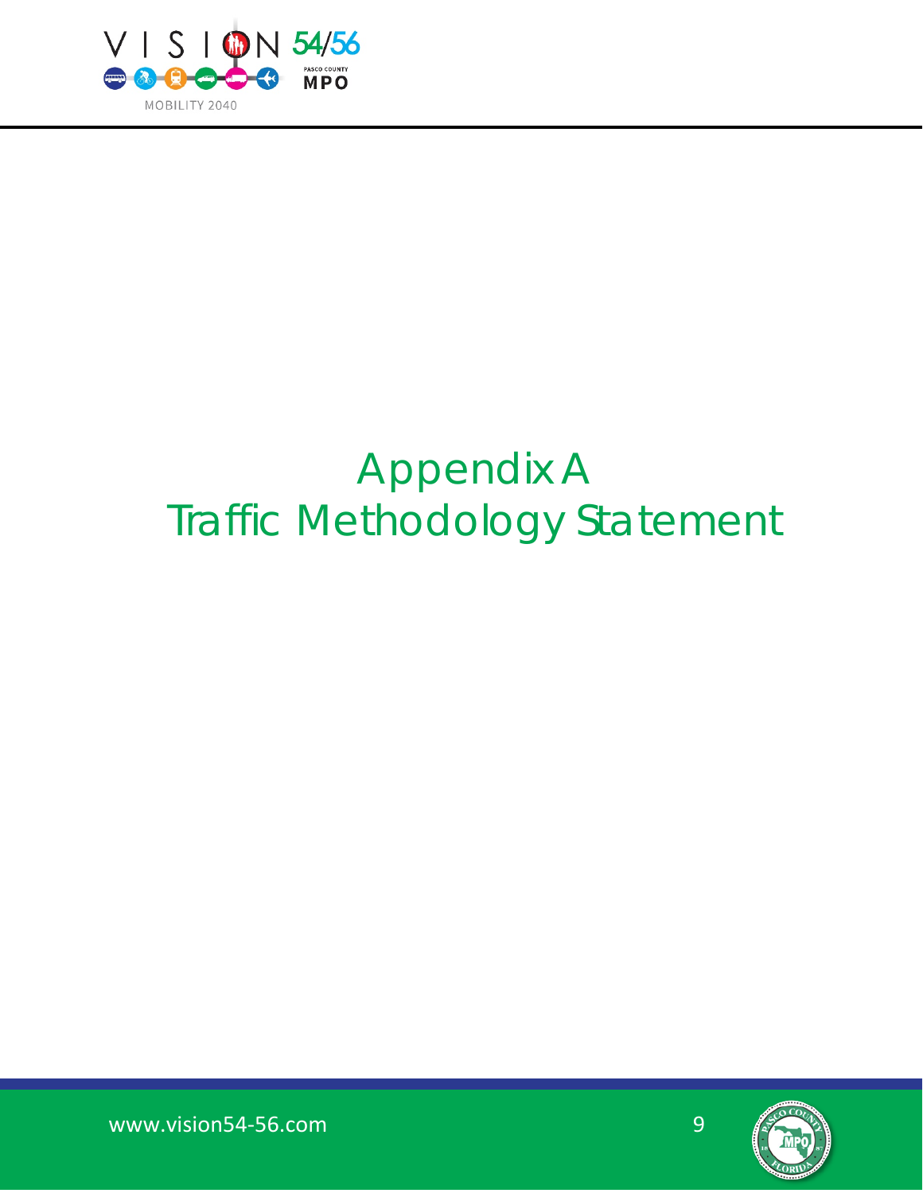# Appendix A
# Traffic Methodology Statement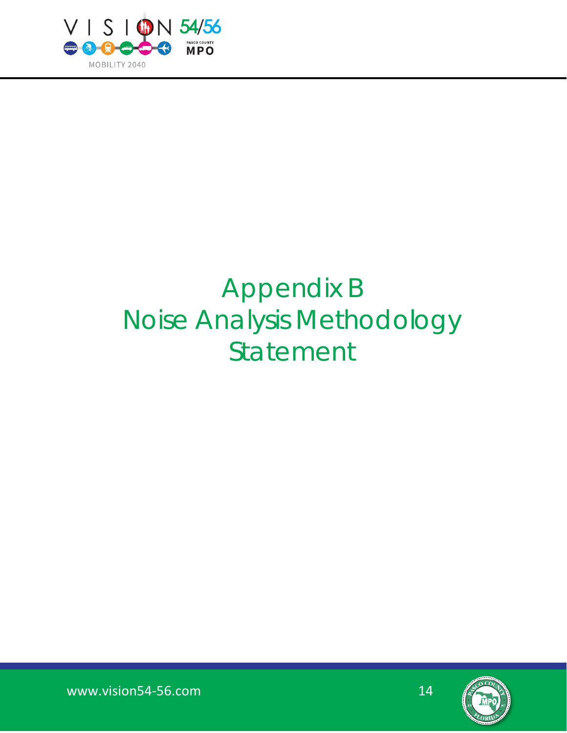# Appendix B
# Noise Analysis Methodology Statement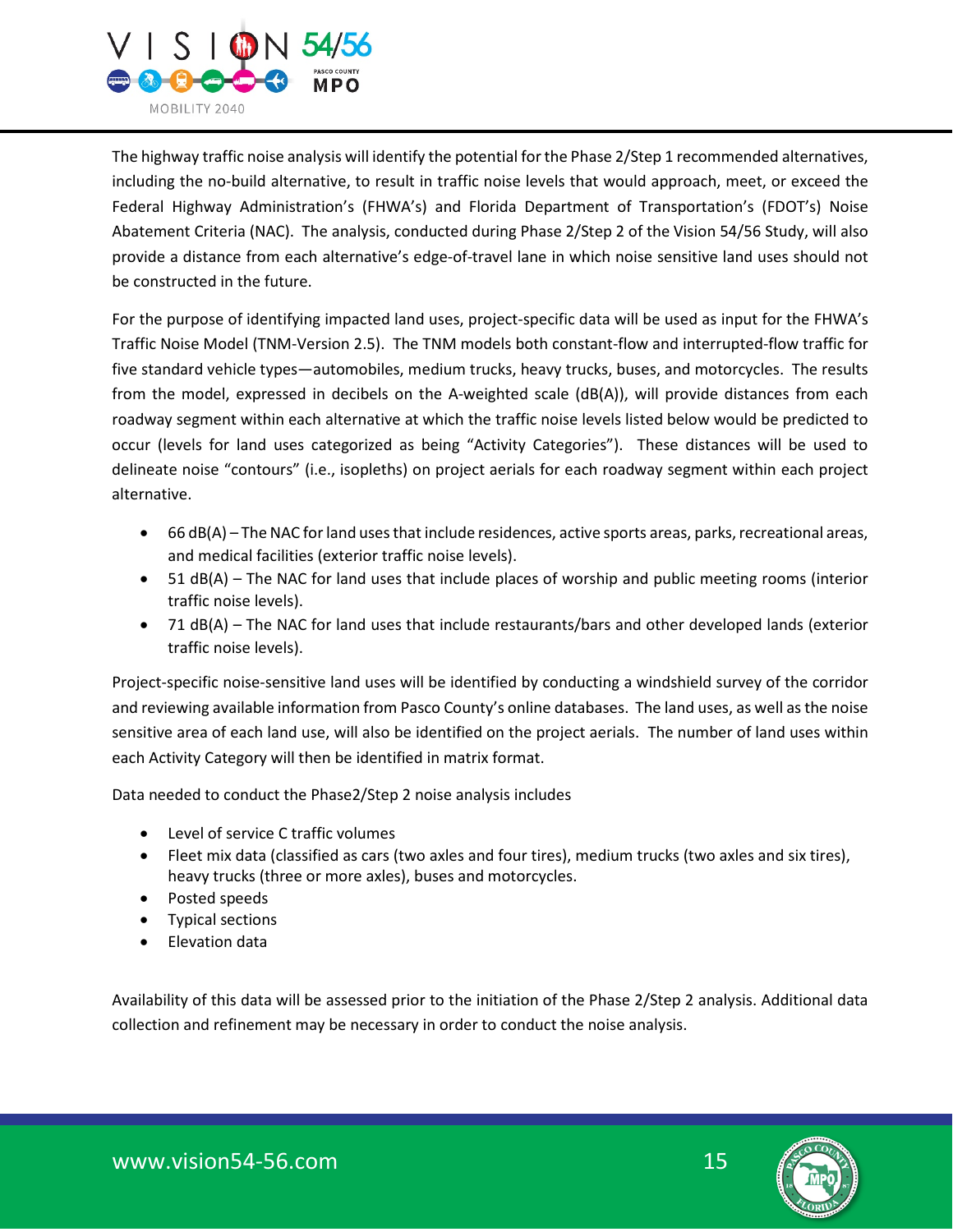The highway traffic noise analysis will identify the potential for the Phase 2/Step 1 recommended alternatives, including the no-build alternative, to result in traffic noise levels that would approach, meet, or exceed the Federal Highway Administration's (FHWA's) and Florida Department of Transportation's (FDOT's) Noise Abatement Criteria (NAC). The analysis, conducted during Phase 2/Step 2 of the Vision 54/56 Study, will also provide a distance from each alternative's edge-of-travel lane in which noise sensitive land uses should not be constructed in the future.

For the purpose of identifying impacted land uses, project-specific data will be used as input for the FHWA's Traffic Noise Model (TNM-Version 2.5). The TNM models both constant-flow and interrupted-flow traffic for five standard vehicle types—automobiles, medium trucks, heavy trucks, buses, and motorcycles. The results from the model, expressed in decibels on the A-weighted scale (dB(A)), will provide distances from each roadway segment within each alternative at which the traffic noise levels listed below would be predicted to occur (levels for land uses categorized as being "Activity Categories"). These distances will be used to delineate noise "contours" (i.e., isopleths) on project aerials for each roadway segment within each project alternative.

- 66 dB(A) – The NAC for land uses that include residences, active sports areas, parks, recreational areas, and medical facilities (exterior traffic noise levels).
- 51 dB(A) – The NAC for land uses that include places of worship and public meeting rooms (interior traffic noise levels).
- 71 dB(A) – The NAC for land uses that include restaurants/bars and other developed lands (exterior traffic noise levels).

Project-specific noise-sensitive land uses will be identified by conducting a windshield survey of the corridor and reviewing available information from Pasco County's online databases. The land uses, as well as the noise sensitive area of each land use, will also be identified on the project aerials. The number of land uses within each Activity Category will then be identified in matrix format.

Data needed to conduct the Phase2/Step 2 noise analysis includes

- Level of service C traffic volumes
- Fleet mix data (classified as cars (two axles and four tires), medium trucks (two axles and six tires), heavy trucks (three or more axles), buses and motorcycles.
- Posted speeds
- Typical sections
- Elevation data

Availability of this data will be assessed prior to the initiation of the Phase 2/Step 2 analysis. Additional data collection and refinement may be necessary in order to conduct the noise analysis.